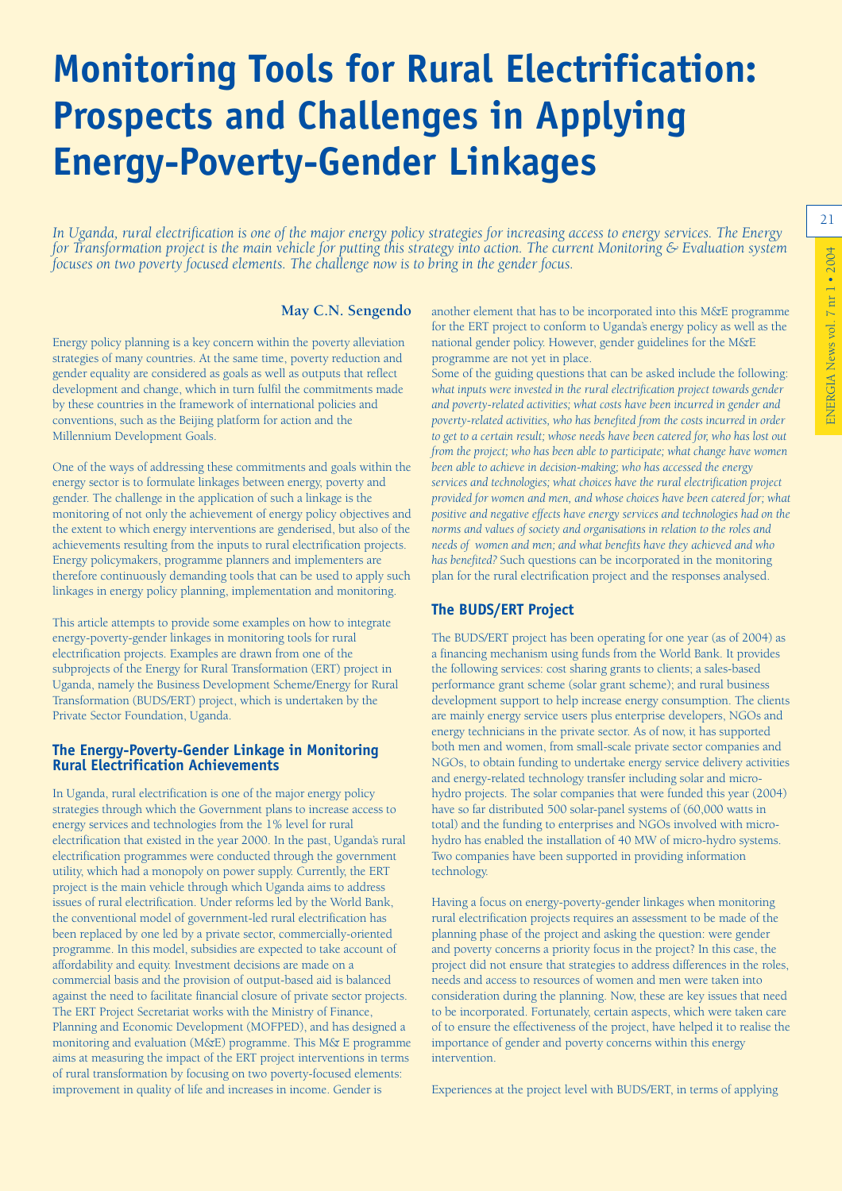# Monitoring Tools for Rural Electrification: Prospects and Challenges in Applying Energy-Poverty-Gender Linkages

*In Uganda, rural electrification is one of the major energy policy strategies for increasing access to energy services. The Energy for Transformation project is the main vehicle for putting this strategy into action. The current Monitoring & Evaluation system focuses on two poverty focused elements. The challenge now is to bring in the gender focus.*

**May C.N. Sengendo**

Energy policy planning is a key concern within the poverty alleviation strategies of many countries. At the same time, poverty reduction and gender equality are considered as goals as well as outputs that reflect development and change, which in turn fulfil the commitments made by these countries in the framework of international policies and conventions, such as the Beijing platform for action and the Millennium Development Goals.

One of the ways of addressing these commitments and goals within the energy sector is to formulate linkages between energy, poverty and gender. The challenge in the application of such a linkage is the monitoring of not only the achievement of energy policy objectives and the extent to which energy interventions are genderised, but also of the achievements resulting from the inputs to rural electrification projects. Energy policymakers, programme planners and implementers are therefore continuously demanding tools that can be used to apply such linkages in energy policy planning, implementation and monitoring.

This article attempts to provide some examples on how to integrate energy-poverty-gender linkages in monitoring tools for rural electrification projects. Examples are drawn from one of the subprojects of the Energy for Rural Transformation (ERT) project in Uganda, namely the Business Development Scheme/Energy for Rural Transformation (BUDS/ERT) project, which is undertaken by the Private Sector Foundation, Uganda.

## The Energy-Poverty-Gender Linkage in Monitoring Rural Electrification Achievements

In Uganda, rural electrification is one of the major energy policy strategies through which the Government plans to increase access to energy services and technologies from the 1% level for rural electrification that existed in the year 2000. In the past, Uganda's rural electrification programmes were conducted through the government utility, which had a monopoly on power supply. Currently, the ERT project is the main vehicle through which Uganda aims to address issues of rural electrification. Under reforms led by the World Bank, the conventional model of government-led rural electrification has been replaced by one led by a private sector, commercially-oriented programme. In this model, subsidies are expected to take account of affordability and equity. Investment decisions are made on a commercial basis and the provision of output-based aid is balanced against the need to facilitate financial closure of private sector projects. The ERT Project Secretariat works with the Ministry of Finance, Planning and Economic Development (MOFPED), and has designed a monitoring and evaluation (M&E) programme. This M& E programme aims at measuring the impact of the ERT project interventions in terms of rural transformation by focusing on two poverty-focused elements: improvement in quality of life and increases in income. Gender is another element that has to be incorporated into this M&E programme for the ERT project to conform to Uganda's energy policy as well as the national gender policy. However, gender guidelines for the M&E programme are not yet in place.

Some of the guiding questions that can be asked include the following: *what inputs were invested in the rural electrification project towards gender and poverty-related activities; what costs have been incurred in gender and poverty-related activities, who has benefited from the costs incurred in order to get to a certain result; whose needs have been catered for, who has lost out from the project; who has been able to participate; what change have women been able to achieve in decision-making; who has accessed the energy services and technologies; what choices have the rural electrification project provided for women and men, and whose choices have been catered for; what positive and negative effects have energy services and technologies had on the norms and values of society and organisations in relation to the roles and needs of women and men; and what benefits have they achieved and who has benefited?* Such questions can be incorporated in the monitoring plan for the rural electrification project and the responses analysed.

## The BUDS/ERT Project

The BUDS/ERT project has been operating for one year (as of 2004) as a financing mechanism using funds from the World Bank. It provides the following services: cost sharing grants to clients; a sales-based performance grant scheme (solar grant scheme); and rural business development support to help increase energy consumption. The clients are mainly energy service users plus enterprise developers, NGOs and energy technicians in the private sector. As of now, it has supported both men and women, from small-scale private sector companies and NGOs, to obtain funding to undertake energy service delivery activities and energy-related technology transfer including solar and micro-hydro projects. The solar companies that were funded this year (2004) have so far distributed 500 solar-panel systems of (60,000 watts in total) and the funding to enterprises and NGOs involved with micro-hydro has enabled the installation of 40 MW of micro-hydro systems. Two companies have been supported in providing information technology.

Having a focus on energy-poverty-gender linkages when monitoring rural electrification projects requires an assessment to be made of the planning phase of the project and asking the question: were gender and poverty concerns a priority focus in the project? In this case, the project did not ensure that strategies to address differences in the roles, needs and access to resources of women and men were taken into consideration during the planning. Now, these are key issues that need to be incorporated. Fortunately, certain aspects, which were taken care of to ensure the effectiveness of the project, have helped it to realise the importance of gender and poverty concerns within this energy intervention.

Experiences at the project level with BUDS/ERT, in terms of applying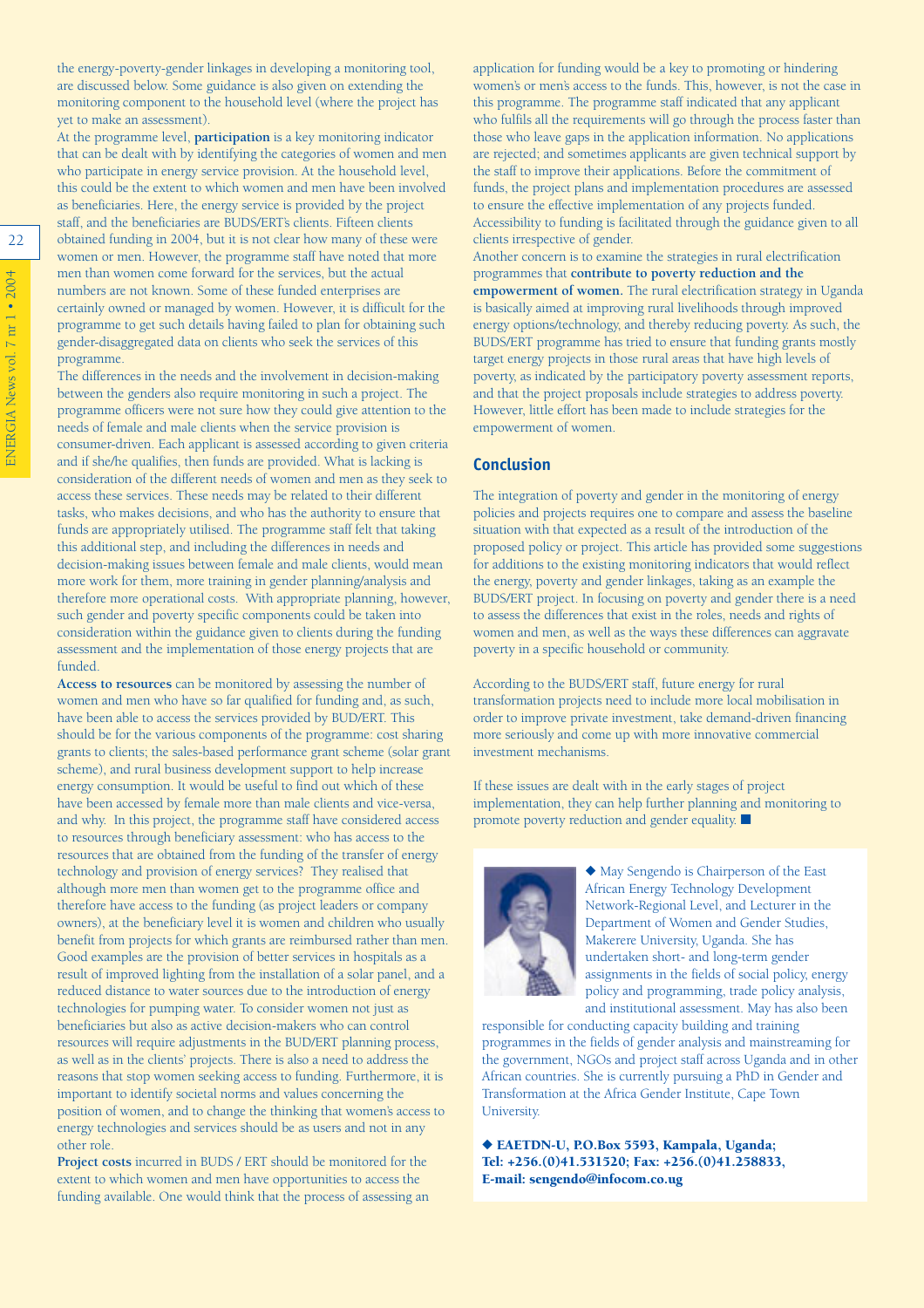the energy-poverty-gender linkages in developing a monitoring tool, are discussed below. Some guidance is also given on extending the monitoring component to the household level (where the project has yet to make an assessment).

At the programme level, **participation** is a key monitoring indicator that can be dealt with by identifying the categories of women and men who participate in energy service provision. At the household level, this could be the extent to which women and men have been involved as beneficiaries. Here, the energy service is provided by the project staff, and the beneficiaries are BUDS/ERT's clients. Fifteen clients obtained funding in 2004, but it is not clear how many of these were women or men. However, the programme staff have noted that more men than women come forward for the services, but the actual numbers are not known. Some of these funded enterprises are certainly owned or managed by women. However, it is difficult for the programme to get such details having failed to plan for obtaining such gender-disaggregated data on clients who seek the services of this programme.

The differences in the needs and the involvement in decision-making between the genders also require monitoring in such a project. The programme officers were not sure how they could give attention to the needs of female and male clients when the service provision is consumer-driven. Each applicant is assessed according to given criteria and if she/he qualifies, then funds are provided. What is lacking is consideration of the different needs of women and men as they seek to access these services. These needs may be related to their different tasks, who makes decisions, and who has the authority to ensure that funds are appropriately utilised. The programme staff felt that taking this additional step, and including the differences in needs and decision-making issues between female and male clients, would mean more work for them, more training in gender planning/analysis and therefore more operational costs. With appropriate planning, however, such gender and poverty specific components could be taken into consideration within the guidance given to clients during the funding assessment and the implementation of those energy projects that are funded.

**Access to resources** can be monitored by assessing the number of women and men who have so far qualified for funding and, as such, have been able to access the services provided by BUD/ERT. This should be for the various components of the programme: cost sharing grants to clients; the sales-based performance grant scheme (solar grant scheme), and rural business development support to help increase energy consumption. It would be useful to find out which of these have been accessed by female more than male clients and vice-versa, and why. In this project, the programme staff have considered access to resources through beneficiary assessment: who has access to the resources that are obtained from the funding of the transfer of energy technology and provision of energy services? They realised that although more men than women get to the programme office and therefore have access to the funding (as project leaders or company owners), at the beneficiary level it is women and children who usually benefit from projects for which grants are reimbursed rather than men. Good examples are the provision of better services in hospitals as a result of improved lighting from the installation of a solar panel, and a reduced distance to water sources due to the introduction of energy technologies for pumping water. To consider women not just as beneficiaries but also as active decision-makers who can control resources will require adjustments in the BUD/ERT planning process, as well as in the clients' projects. There is also a need to address the reasons that stop women seeking access to funding. Furthermore, it is important to identify societal norms and values concerning the position of women, and to change the thinking that women's access to energy technologies and services should be as users and not in any other role.

**Project costs** incurred in BUDS / ERT should be monitored for the extent to which women and men have opportunities to access the funding available. One would think that the process of assessing an application for funding would be a key to promoting or hindering women's or men's access to the funds. This, however, is not the case in this programme. The programme staff indicated that any applicant who fulfils all the requirements will go through the process faster than those who leave gaps in the application information. No applications are rejected; and sometimes applicants are given technical support by the staff to improve their applications. Before the commitment of funds, the project plans and implementation procedures are assessed to ensure the effective implementation of any projects funded. Accessibility to funding is facilitated through the guidance given to all clients irrespective of gender.

Another concern is to examine the strategies in rural electrification programmes that **contribute to poverty reduction and the empowerment of women.** The rural electrification strategy in Uganda is basically aimed at improving rural livelihoods through improved energy options/technology, and thereby reducing poverty. As such, the BUDS/ERT programme has tried to ensure that funding grants mostly target energy projects in those rural areas that have high levels of poverty, as indicated by the participatory poverty assessment reports, and that the project proposals include strategies to address poverty. However, little effort has been made to include strategies for the empowerment of women.

## Conclusion

The integration of poverty and gender in the monitoring of energy policies and projects requires one to compare and assess the baseline situation with that expected as a result of the introduction of the proposed policy or project. This article has provided some suggestions for additions to the existing monitoring indicators that would reflect the energy, poverty and gender linkages, taking as an example the BUDS/ERT project. In focusing on poverty and gender there is a need to assess the differences that exist in the roles, needs and rights of women and men, as well as the ways these differences can aggravate poverty in a specific household or community.

According to the BUDS/ERT staff, future energy for rural transformation projects need to include more local mobilisation in order to improve private investment, take demand-driven financing more seriously and come up with more innovative commercial investment mechanisms.

If these issues are dealt with in the early stages of project implementation, they can help further planning and monitoring to promote poverty reduction and gender equality. ■

◆ May Sengendo is Chairperson of the East African Energy Technology Development Network-Regional Level, and Lecturer in the Department of Women and Gender Studies, Makerere University, Uganda. She has undertaken short- and long-term gender assignments in the fields of social policy, energy policy and programming, trade policy analysis, and institutional assessment. May has also been responsible for conducting capacity building and training programmes in the fields of gender analysis and mainstreaming for the government, NGOs and project staff across Uganda and in other African countries. She is currently pursuing a PhD in Gender and Transformation at the Africa Gender Institute, Cape Town University.

**◆ EAETDN-U, P.O.Box 5593, Kampala, Uganda; Tel: +256.(0)41.531520; Fax: +256.(0)41.258833, E-mail: sengendo@infocom.co.ug**